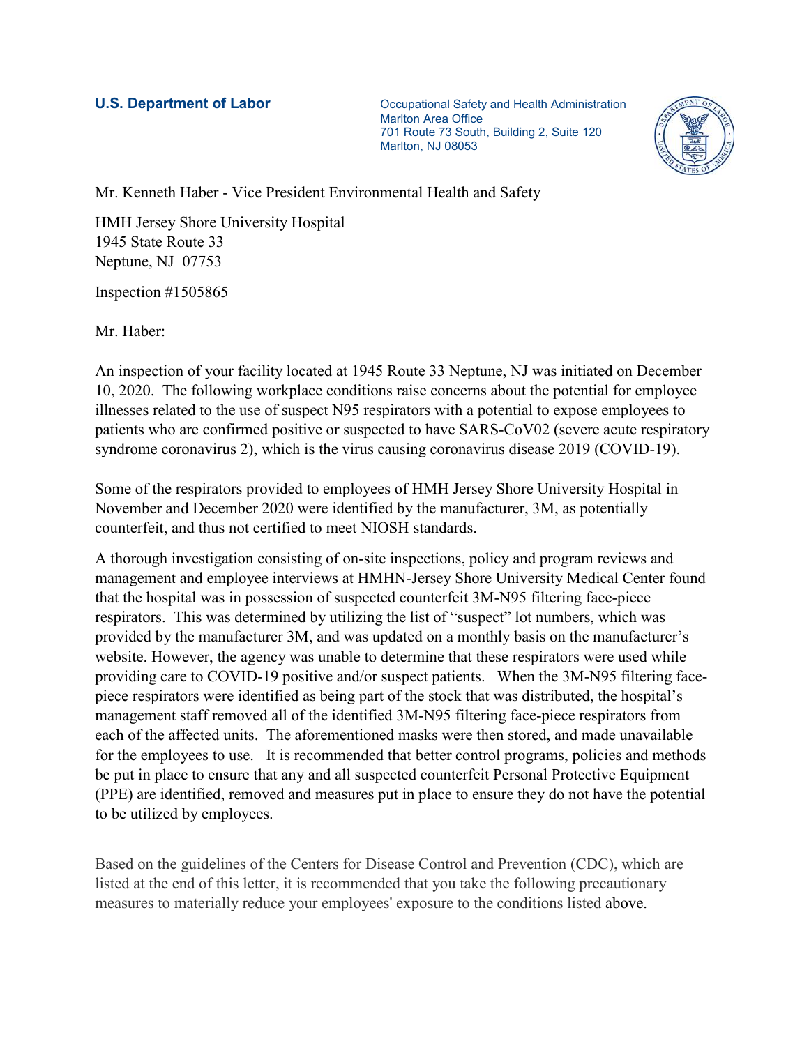**U.S. Department of Labor**

Occupational Safety and Health Administration
Marlton Area Office
701 Route 73 South, Building 2, Suite 120
Marlton, NJ 08053

Mr. Kenneth Haber - Vice President Environmental Health and Safety

HMH Jersey Shore University Hospital
1945 State Route 33
Neptune, NJ 07753

Inspection #1505865

Mr. Haber:

An inspection of your facility located at 1945 Route 33 Neptune, NJ was initiated on December 10, 2020. The following workplace conditions raise concerns about the potential for employee illnesses related to the use of suspect N95 respirators with a potential to expose employees to patients who are confirmed positive or suspected to have SARS-CoV02 (severe acute respiratory syndrome coronavirus 2), which is the virus causing coronavirus disease 2019 (COVID-19).

Some of the respirators provided to employees of HMH Jersey Shore University Hospital in November and December 2020 were identified by the manufacturer, 3M, as potentially counterfeit, and thus not certified to meet NIOSH standards.

A thorough investigation consisting of on-site inspections, policy and program reviews and management and employee interviews at HMHN-Jersey Shore University Medical Center found that the hospital was in possession of suspected counterfeit 3M-N95 filtering face-piece respirators. This was determined by utilizing the list of "suspect" lot numbers, which was provided by the manufacturer 3M, and was updated on a monthly basis on the manufacturer's website. However, the agency was unable to determine that these respirators were used while providing care to COVID-19 positive and/or suspect patients. When the 3M-N95 filtering face-piece respirators were identified as being part of the stock that was distributed, the hospital's management staff removed all of the identified 3M-N95 filtering face-piece respirators from each of the affected units. The aforementioned masks were then stored, and made unavailable for the employees to use. It is recommended that better control programs, policies and methods be put in place to ensure that any and all suspected counterfeit Personal Protective Equipment (PPE) are identified, removed and measures put in place to ensure they do not have the potential to be utilized by employees.

Based on the guidelines of the Centers for Disease Control and Prevention (CDC), which are listed at the end of this letter, it is recommended that you take the following precautionary measures to materially reduce your employees' exposure to the conditions listed above.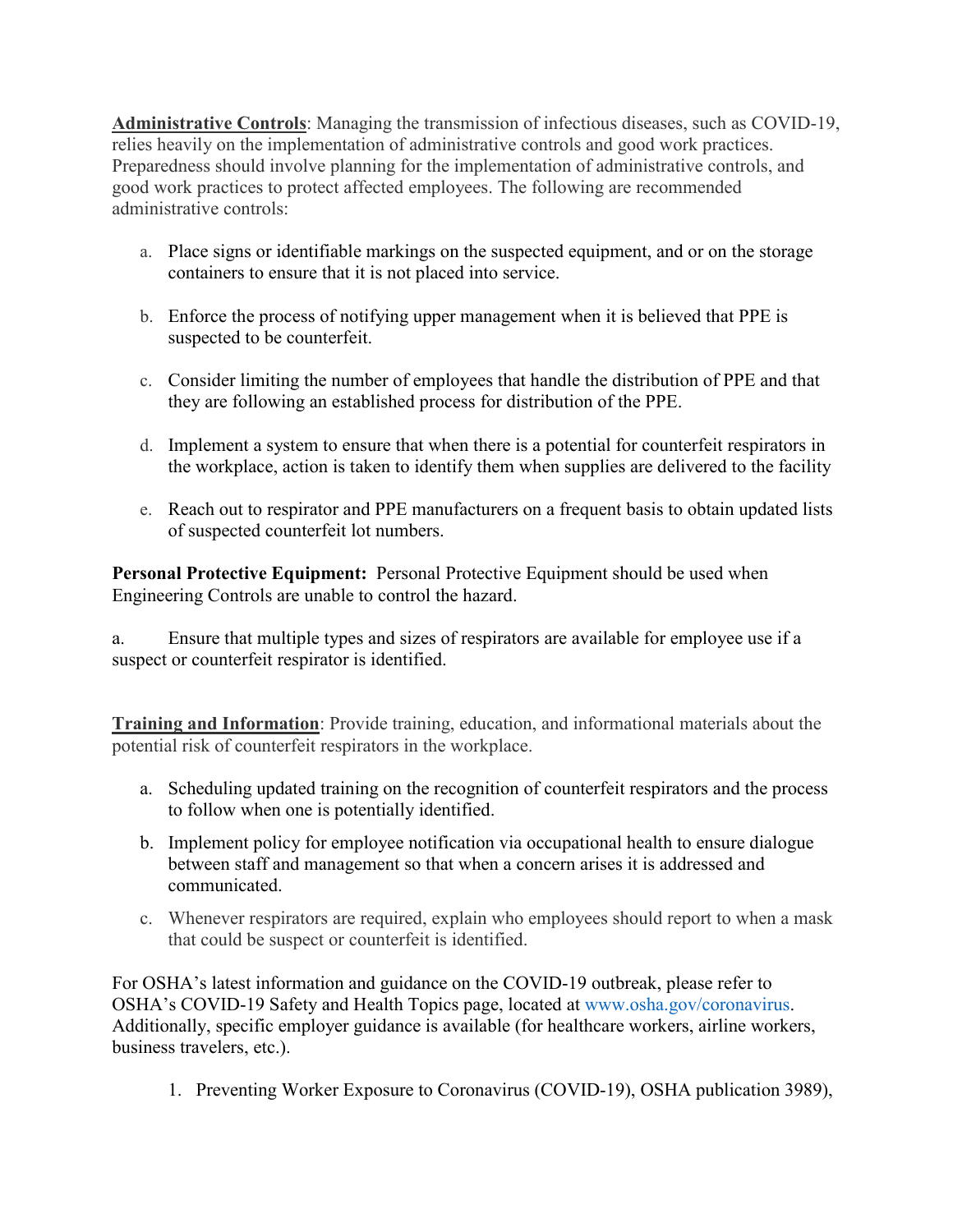**<u>Administrative Controls</u>**: Managing the transmission of infectious diseases, such as COVID-19, relies heavily on the implementation of administrative controls and good work practices. Preparedness should involve planning for the implementation of administrative controls, and good work practices to protect affected employees. The following are recommended administrative controls:

a. Place signs or identifiable markings on the suspected equipment, and or on the storage containers to ensure that it is not placed into service.

b. Enforce the process of notifying upper management when it is believed that PPE is suspected to be counterfeit.

c. Consider limiting the number of employees that handle the distribution of PPE and that they are following an established process for distribution of the PPE.

d. Implement a system to ensure that when there is a potential for counterfeit respirators in the workplace, action is taken to identify them when supplies are delivered to the facility

e. Reach out to respirator and PPE manufacturers on a frequent basis to obtain updated lists of suspected counterfeit lot numbers.

**Personal Protective Equipment:** Personal Protective Equipment should be used when Engineering Controls are unable to control the hazard.

a. Ensure that multiple types and sizes of respirators are available for employee use if a suspect or counterfeit respirator is identified.

**<u>Training and Information</u>**: Provide training, education, and informational materials about the potential risk of counterfeit respirators in the workplace.

a. Scheduling updated training on the recognition of counterfeit respirators and the process to follow when one is potentially identified.

b. Implement policy for employee notification via occupational health to ensure dialogue between staff and management so that when a concern arises it is addressed and communicated.

c. Whenever respirators are required, explain who employees should report to when a mask that could be suspect or counterfeit is identified.

For OSHA's latest information and guidance on the COVID-19 outbreak, please refer to OSHA's COVID-19 Safety and Health Topics page, located at www.osha.gov/coronavirus. Additionally, specific employer guidance is available (for healthcare workers, airline workers, business travelers, etc.).

1. Preventing Worker Exposure to Coronavirus (COVID-19), OSHA publication 3989),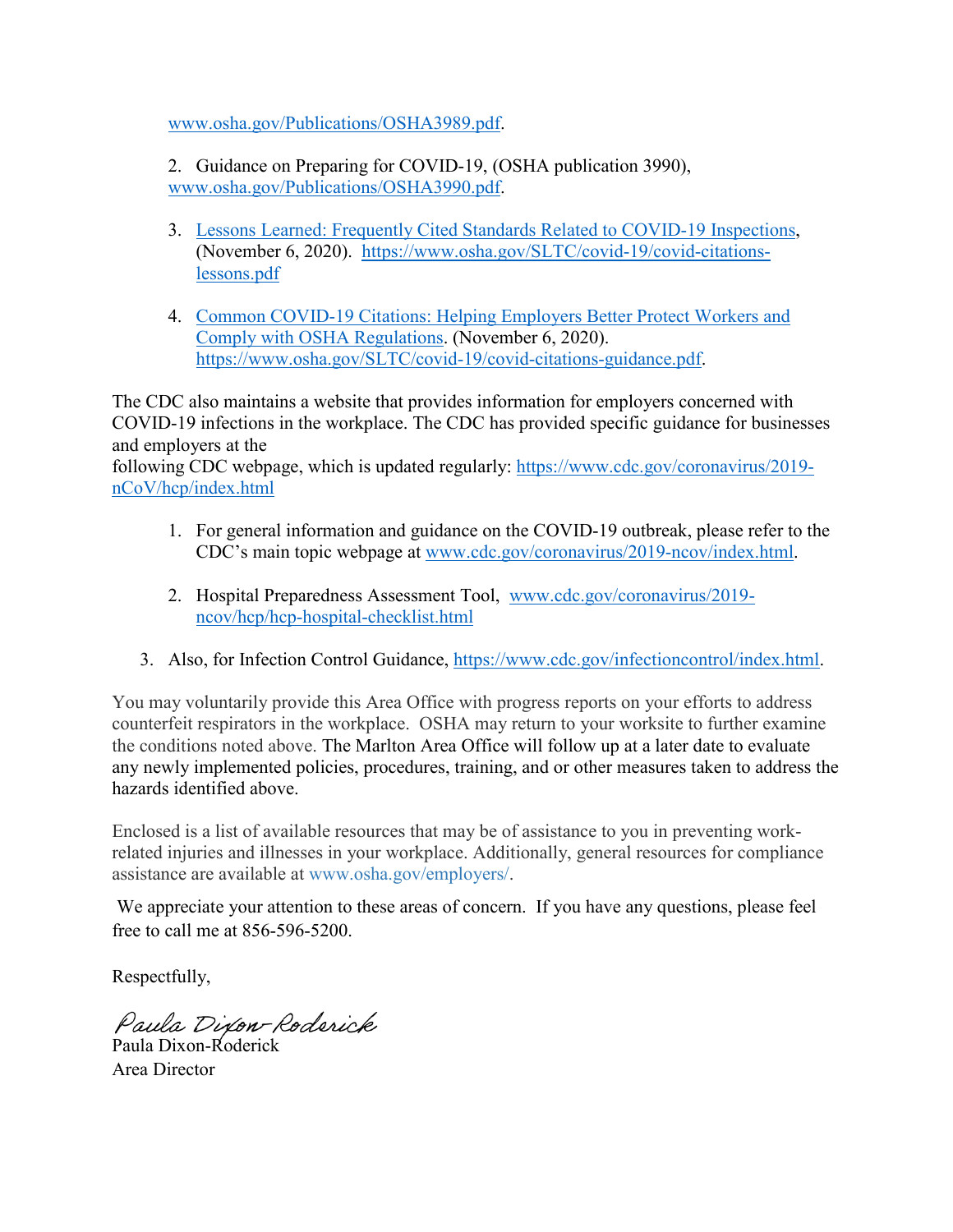www.osha.gov/Publications/OSHA3989.pdf.

2. Guidance on Preparing for COVID-19, (OSHA publication 3990), www.osha.gov/Publications/OSHA3990.pdf.

3. Lessons Learned: Frequently Cited Standards Related to COVID-19 Inspections, (November 6, 2020). https://www.osha.gov/SLTC/covid-19/covid-citations-lessons.pdf

4. Common COVID-19 Citations: Helping Employers Better Protect Workers and Comply with OSHA Regulations. (November 6, 2020). https://www.osha.gov/SLTC/covid-19/covid-citations-guidance.pdf.

The CDC also maintains a website that provides information for employers concerned with COVID-19 infections in the workplace. The CDC has provided specific guidance for businesses and employers at the following CDC webpage, which is updated regularly: https://www.cdc.gov/coronavirus/2019-nCoV/hcp/index.html

1. For general information and guidance on the COVID-19 outbreak, please refer to the CDC's main topic webpage at www.cdc.gov/coronavirus/2019-ncov/index.html.

2. Hospital Preparedness Assessment Tool, www.cdc.gov/coronavirus/2019-ncov/hcp/hcp-hospital-checklist.html

3. Also, for Infection Control Guidance, https://www.cdc.gov/infectioncontrol/index.html.

You may voluntarily provide this Area Office with progress reports on your efforts to address counterfeit respirators in the workplace. OSHA may return to your worksite to further examine the conditions noted above. The Marlton Area Office will follow up at a later date to evaluate any newly implemented policies, procedures, training, and or other measures taken to address the hazards identified above.

Enclosed is a list of available resources that may be of assistance to you in preventing work-related injuries and illnesses in your workplace. Additionally, general resources for compliance assistance are available at www.osha.gov/employers/.

We appreciate your attention to these areas of concern. If you have any questions, please feel free to call me at 856-596-5200.

Respectfully,

*Paula Dixon-Roderick*

Paula Dixon-Roderick
Area Director